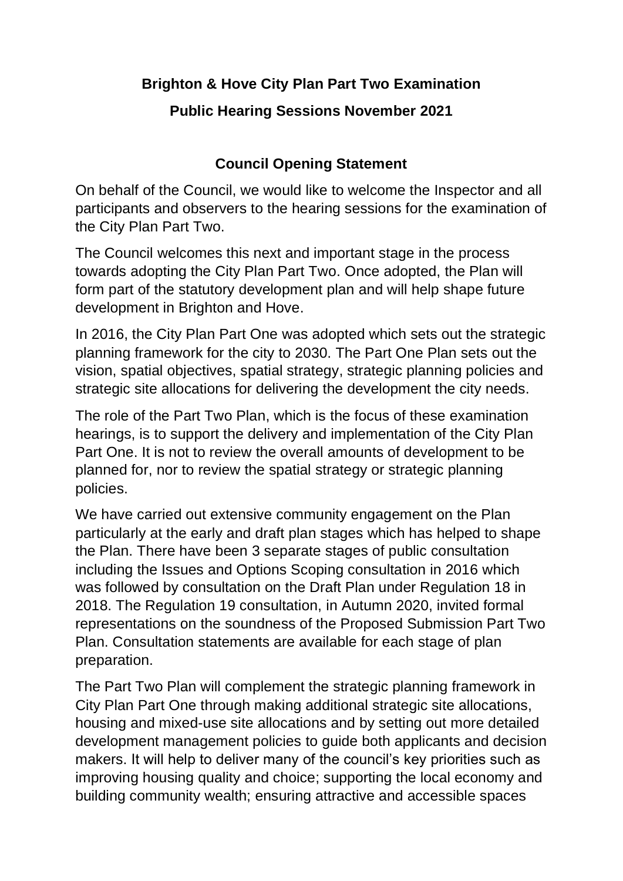**Brighton & Hove City Plan Part Two Examination**

**Public Hearing Sessions November 2021**

**Council Opening Statement**

On behalf of the Council, we would like to welcome the Inspector and all participants and observers to the hearing sessions for the examination of the City Plan Part Two.

The Council welcomes this next and important stage in the process towards adopting the City Plan Part Two. Once adopted, the Plan will form part of the statutory development plan and will help shape future development in Brighton and Hove.

In 2016, the City Plan Part One was adopted which sets out the strategic planning framework for the city to 2030. The Part One Plan sets out the vision, spatial objectives, spatial strategy, strategic planning policies and strategic site allocations for delivering the development the city needs.

The role of the Part Two Plan, which is the focus of these examination hearings, is to support the delivery and implementation of the City Plan Part One. It is not to review the overall amounts of development to be planned for, nor to review the spatial strategy or strategic planning policies.

We have carried out extensive community engagement on the Plan particularly at the early and draft plan stages which has helped to shape the Plan. There have been 3 separate stages of public consultation including the Issues and Options Scoping consultation in 2016 which was followed by consultation on the Draft Plan under Regulation 18 in 2018. The Regulation 19 consultation, in Autumn 2020, invited formal representations on the soundness of the Proposed Submission Part Two Plan. Consultation statements are available for each stage of plan preparation.

The Part Two Plan will complement the strategic planning framework in City Plan Part One through making additional strategic site allocations, housing and mixed-use site allocations and by setting out more detailed development management policies to guide both applicants and decision makers. It will help to deliver many of the council's key priorities such as improving housing quality and choice; supporting the local economy and building community wealth; ensuring attractive and accessible spaces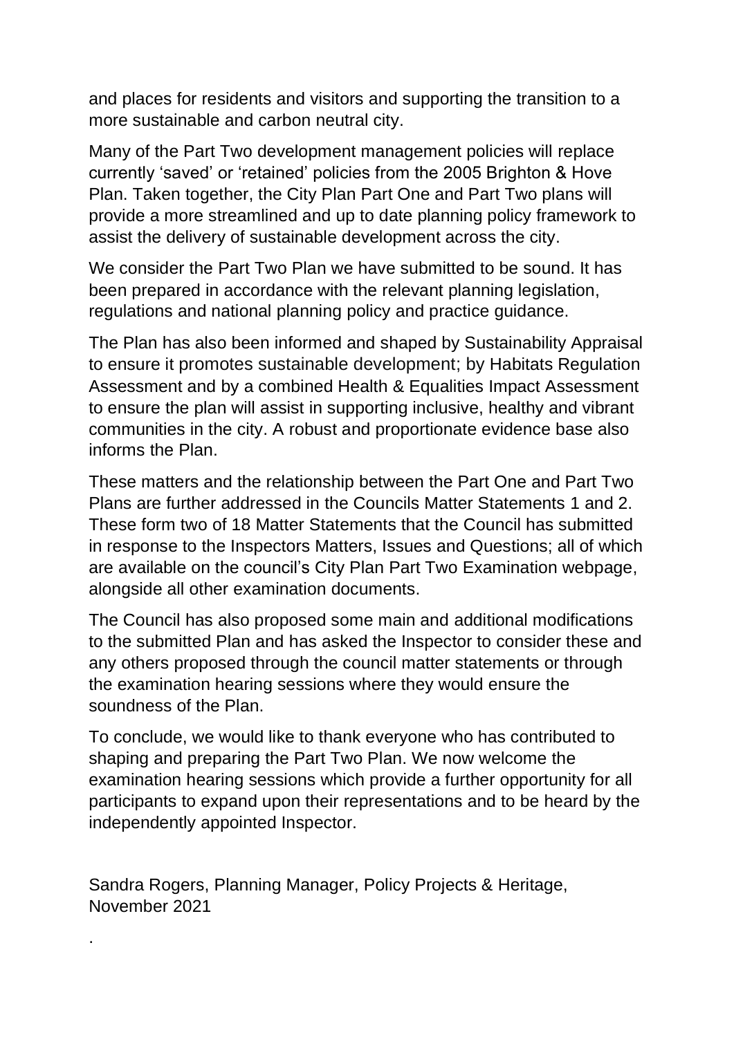and places for residents and visitors and supporting the transition to a more sustainable and carbon neutral city.

Many of the Part Two development management policies will replace currently 'saved' or 'retained' policies from the 2005 Brighton & Hove Plan. Taken together, the City Plan Part One and Part Two plans will provide a more streamlined and up to date planning policy framework to assist the delivery of sustainable development across the city.

We consider the Part Two Plan we have submitted to be sound. It has been prepared in accordance with the relevant planning legislation, regulations and national planning policy and practice guidance.

The Plan has also been informed and shaped by Sustainability Appraisal to ensure it promotes sustainable development; by Habitats Regulation Assessment and by a combined Health & Equalities Impact Assessment to ensure the plan will assist in supporting inclusive, healthy and vibrant communities in the city. A robust and proportionate evidence base also informs the Plan.

These matters and the relationship between the Part One and Part Two Plans are further addressed in the Councils Matter Statements 1 and 2. These form two of 18 Matter Statements that the Council has submitted in response to the Inspectors Matters, Issues and Questions; all of which are available on the council's City Plan Part Two Examination webpage, alongside all other examination documents.

The Council has also proposed some main and additional modifications to the submitted Plan and has asked the Inspector to consider these and any others proposed through the council matter statements or through the examination hearing sessions where they would ensure the soundness of the Plan.

To conclude, we would like to thank everyone who has contributed to shaping and preparing the Part Two Plan. We now welcome the examination hearing sessions which provide a further opportunity for all participants to expand upon their representations and to be heard by the independently appointed Inspector.

Sandra Rogers, Planning Manager, Policy Projects & Heritage, November 2021

.